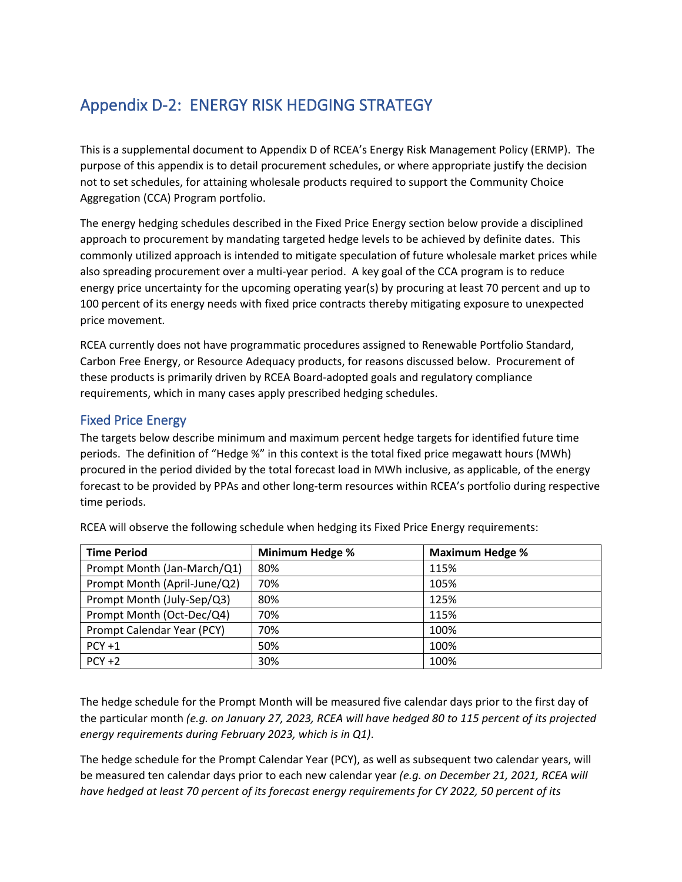# Appendix D-2: ENERGY RISK HEDGING STRATEGY

This is a supplemental document to Appendix D of RCEA's Energy Risk Management Policy (ERMP). The purpose of this appendix is to detail procurement schedules, or where appropriate justify the decision not to set schedules, for attaining wholesale products required to support the Community Choice Aggregation (CCA) Program portfolio.

The energy hedging schedules described in the Fixed Price Energy section below provide a disciplined approach to procurement by mandating targeted hedge levels to be achieved by definite dates. This commonly utilized approach is intended to mitigate speculation of future wholesale market prices while also spreading procurement over a multi-year period. A key goal of the CCA program is to reduce energy price uncertainty for the upcoming operating year(s) by procuring at least 70 percent and up to 100 percent of its energy needs with fixed price contracts thereby mitigating exposure to unexpected price movement.

RCEA currently does not have programmatic procedures assigned to Renewable Portfolio Standard, Carbon Free Energy, or Resource Adequacy products, for reasons discussed below. Procurement of these products is primarily driven by RCEA Board-adopted goals and regulatory compliance requirements, which in many cases apply prescribed hedging schedules.

## Fixed Price Energy

The targets below describe minimum and maximum percent hedge targets for identified future time periods. The definition of "Hedge %" in this context is the total fixed price megawatt hours (MWh) procured in the period divided by the total forecast load in MWh inclusive, as applicable, of the energy forecast to be provided by PPAs and other long-term resources within RCEA's portfolio during respective time periods.

RCEA will observe the following schedule when hedging its Fixed Price Energy requirements:

| Time Period | Minimum Hedge % | Maximum Hedge % |
|---|---|---|
| Prompt Month (Jan-March/Q1) | 80% | 115% |
| Prompt Month (April-June/Q2) | 70% | 105% |
| Prompt Month (July-Sep/Q3) | 80% | 125% |
| Prompt Month (Oct-Dec/Q4) | 70% | 115% |
| Prompt Calendar Year (PCY) | 70% | 100% |
| PCY +1 | 50% | 100% |
| PCY +2 | 30% | 100% |

The hedge schedule for the Prompt Month will be measured five calendar days prior to the first day of the particular month *(e.g. on January 27, 2023, RCEA will have hedged 80 to 115 percent of its projected energy requirements during February 2023, which is in Q1)*.

The hedge schedule for the Prompt Calendar Year (PCY), as well as subsequent two calendar years, will be measured ten calendar days prior to each new calendar year *(e.g. on December 21, 2021, RCEA will have hedged at least 70 percent of its forecast energy requirements for CY 2022, 50 percent of its*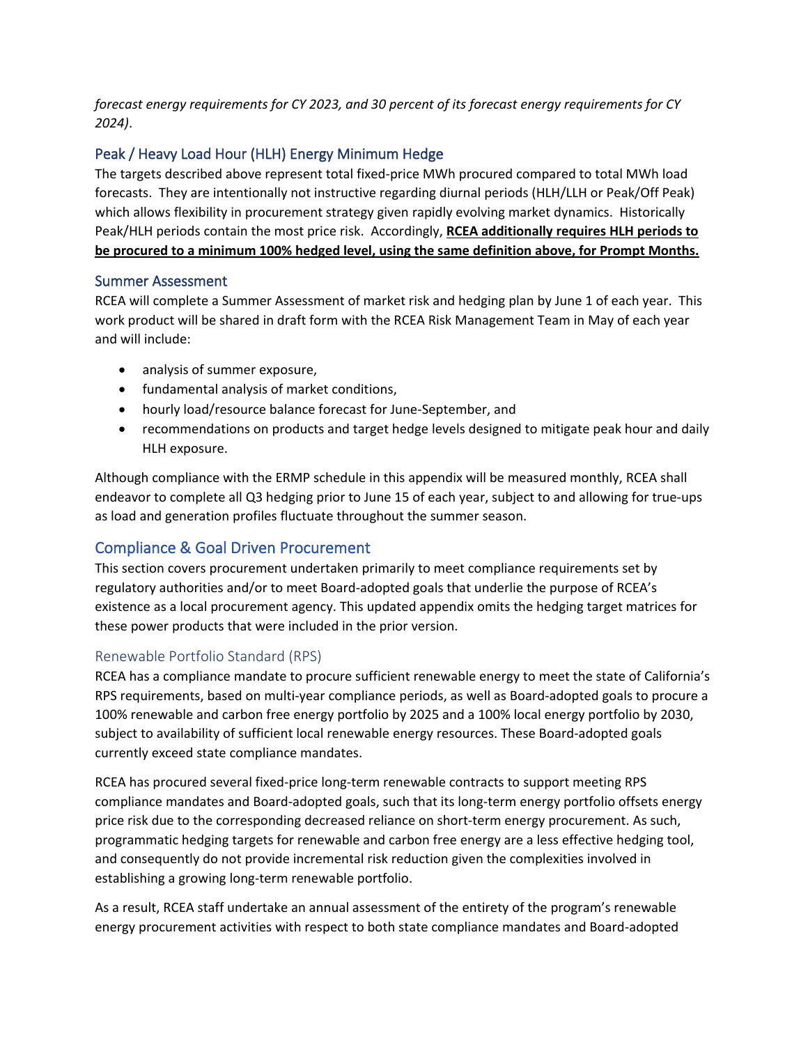*forecast energy requirements for CY 2023, and 30 percent of its forecast energy requirements for CY 2024)*.

### Peak / Heavy Load Hour (HLH) Energy Minimum Hedge

The targets described above represent total fixed-price MWh procured compared to total MWh load forecasts. They are intentionally not instructive regarding diurnal periods (HLH/LLH or Peak/Off Peak) which allows flexibility in procurement strategy given rapidly evolving market dynamics. Historically Peak/HLH periods contain the most price risk. Accordingly, **RCEA additionally requires HLH periods to be procured to a minimum 100% hedged level, using the same definition above, for Prompt Months.**

### Summer Assessment

RCEA will complete a Summer Assessment of market risk and hedging plan by June 1 of each year. This work product will be shared in draft form with the RCEA Risk Management Team in May of each year and will include:

- analysis of summer exposure,
- fundamental analysis of market conditions,
- hourly load/resource balance forecast for June-September, and
- recommendations on products and target hedge levels designed to mitigate peak hour and daily HLH exposure.

Although compliance with the ERMP schedule in this appendix will be measured monthly, RCEA shall endeavor to complete all Q3 hedging prior to June 15 of each year, subject to and allowing for true-ups as load and generation profiles fluctuate throughout the summer season.

## Compliance & Goal Driven Procurement

This section covers procurement undertaken primarily to meet compliance requirements set by regulatory authorities and/or to meet Board-adopted goals that underlie the purpose of RCEA's existence as a local procurement agency. This updated appendix omits the hedging target matrices for these power products that were included in the prior version.

### Renewable Portfolio Standard (RPS)

RCEA has a compliance mandate to procure sufficient renewable energy to meet the state of California's RPS requirements, based on multi-year compliance periods, as well as Board-adopted goals to procure a 100% renewable and carbon free energy portfolio by 2025 and a 100% local energy portfolio by 2030, subject to availability of sufficient local renewable energy resources. These Board-adopted goals currently exceed state compliance mandates.

RCEA has procured several fixed-price long-term renewable contracts to support meeting RPS compliance mandates and Board-adopted goals, such that its long-term energy portfolio offsets energy price risk due to the corresponding decreased reliance on short-term energy procurement. As such, programmatic hedging targets for renewable and carbon free energy are a less effective hedging tool, and consequently do not provide incremental risk reduction given the complexities involved in establishing a growing long-term renewable portfolio.

As a result, RCEA staff undertake an annual assessment of the entirety of the program's renewable energy procurement activities with respect to both state compliance mandates and Board-adopted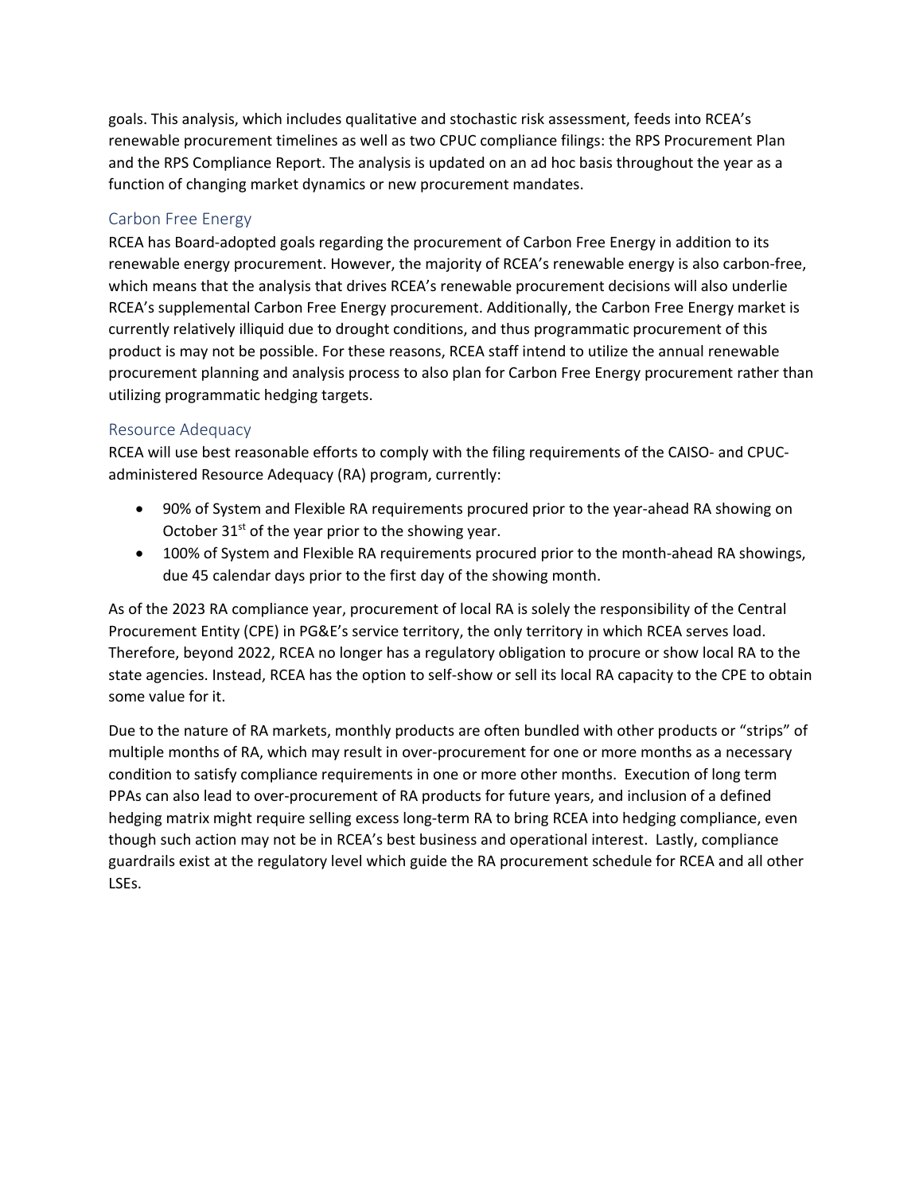goals. This analysis, which includes qualitative and stochastic risk assessment, feeds into RCEA's renewable procurement timelines as well as two CPUC compliance filings: the RPS Procurement Plan and the RPS Compliance Report. The analysis is updated on an ad hoc basis throughout the year as a function of changing market dynamics or new procurement mandates.

## Carbon Free Energy

RCEA has Board-adopted goals regarding the procurement of Carbon Free Energy in addition to its renewable energy procurement. However, the majority of RCEA's renewable energy is also carbon-free, which means that the analysis that drives RCEA's renewable procurement decisions will also underlie RCEA's supplemental Carbon Free Energy procurement. Additionally, the Carbon Free Energy market is currently relatively illiquid due to drought conditions, and thus programmatic procurement of this product is may not be possible. For these reasons, RCEA staff intend to utilize the annual renewable procurement planning and analysis process to also plan for Carbon Free Energy procurement rather than utilizing programmatic hedging targets.

## Resource Adequacy

RCEA will use best reasonable efforts to comply with the filing requirements of the CAISO- and CPUC-administered Resource Adequacy (RA) program, currently:

- 90% of System and Flexible RA requirements procured prior to the year-ahead RA showing on October 31st of the year prior to the showing year.
- 100% of System and Flexible RA requirements procured prior to the month-ahead RA showings, due 45 calendar days prior to the first day of the showing month.

As of the 2023 RA compliance year, procurement of local RA is solely the responsibility of the Central Procurement Entity (CPE) in PG&E's service territory, the only territory in which RCEA serves load. Therefore, beyond 2022, RCEA no longer has a regulatory obligation to procure or show local RA to the state agencies. Instead, RCEA has the option to self-show or sell its local RA capacity to the CPE to obtain some value for it.

Due to the nature of RA markets, monthly products are often bundled with other products or "strips" of multiple months of RA, which may result in over-procurement for one or more months as a necessary condition to satisfy compliance requirements in one or more other months. Execution of long term PPAs can also lead to over-procurement of RA products for future years, and inclusion of a defined hedging matrix might require selling excess long-term RA to bring RCEA into hedging compliance, even though such action may not be in RCEA's best business and operational interest. Lastly, compliance guardrails exist at the regulatory level which guide the RA procurement schedule for RCEA and all other LSEs.